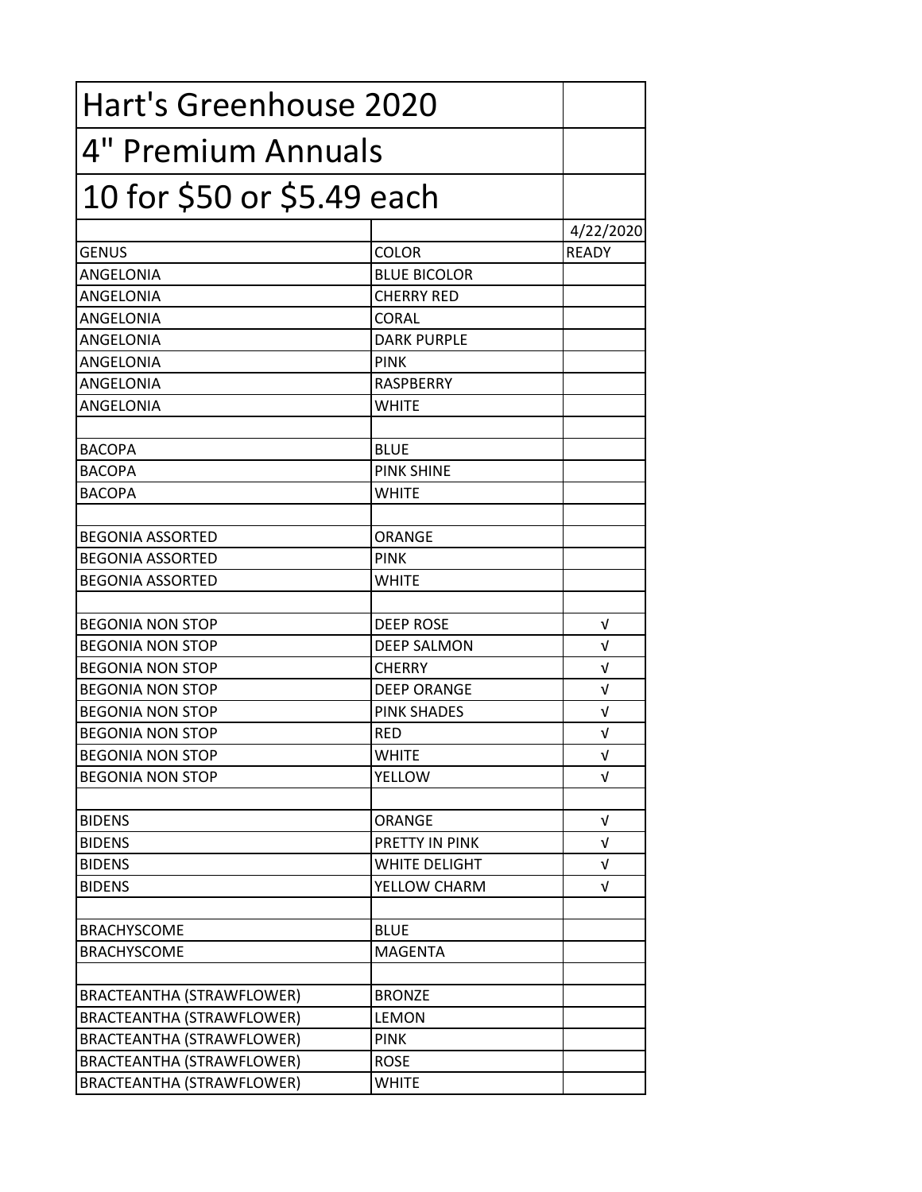# Hart's Greenhouse 2020

## 4" Premium Annuals

## 10 for $50 or $5.49 each

| | | |
|---|---|---|
| | | 4/22/2020 |
| GENUS | COLOR | READY |
| ANGELONIA | BLUE BICOLOR | |
| ANGELONIA | CHERRY RED | |
| ANGELONIA | CORAL | |
| ANGELONIA | DARK PURPLE | |
| ANGELONIA | PINK | |
| ANGELONIA | RASPBERRY | |
| ANGELONIA | WHITE | |
| | | |
| BACOPA | BLUE | |
| BACOPA | PINK SHINE | |
| BACOPA | WHITE | |
| | | |
| BEGONIA ASSORTED | ORANGE | |
| BEGONIA ASSORTED | PINK | |
| BEGONIA ASSORTED | WHITE | |
| | | |
| BEGONIA NON STOP | DEEP ROSE | √ |
| BEGONIA NON STOP | DEEP SALMON | √ |
| BEGONIA NON STOP | CHERRY | √ |
| BEGONIA NON STOP | DEEP ORANGE | √ |
| BEGONIA NON STOP | PINK SHADES | √ |
| BEGONIA NON STOP | RED | √ |
| BEGONIA NON STOP | WHITE | √ |
| BEGONIA NON STOP | YELLOW | √ |
| | | |
| BIDENS | ORANGE | √ |
| BIDENS | PRETTY IN PINK | √ |
| BIDENS | WHITE DELIGHT | √ |
| BIDENS | YELLOW CHARM | √ |
| | | |
| BRACHYSCOME | BLUE | |
| BRACHYSCOME | MAGENTA | |
| | | |
| BRACTEANTHA (STRAWFLOWER) | BRONZE | |
| BRACTEANTHA (STRAWFLOWER) | LEMON | |
| BRACTEANTHA (STRAWFLOWER) | PINK | |
| BRACTEANTHA (STRAWFLOWER) | ROSE | |
| BRACTEANTHA (STRAWFLOWER) | WHITE | |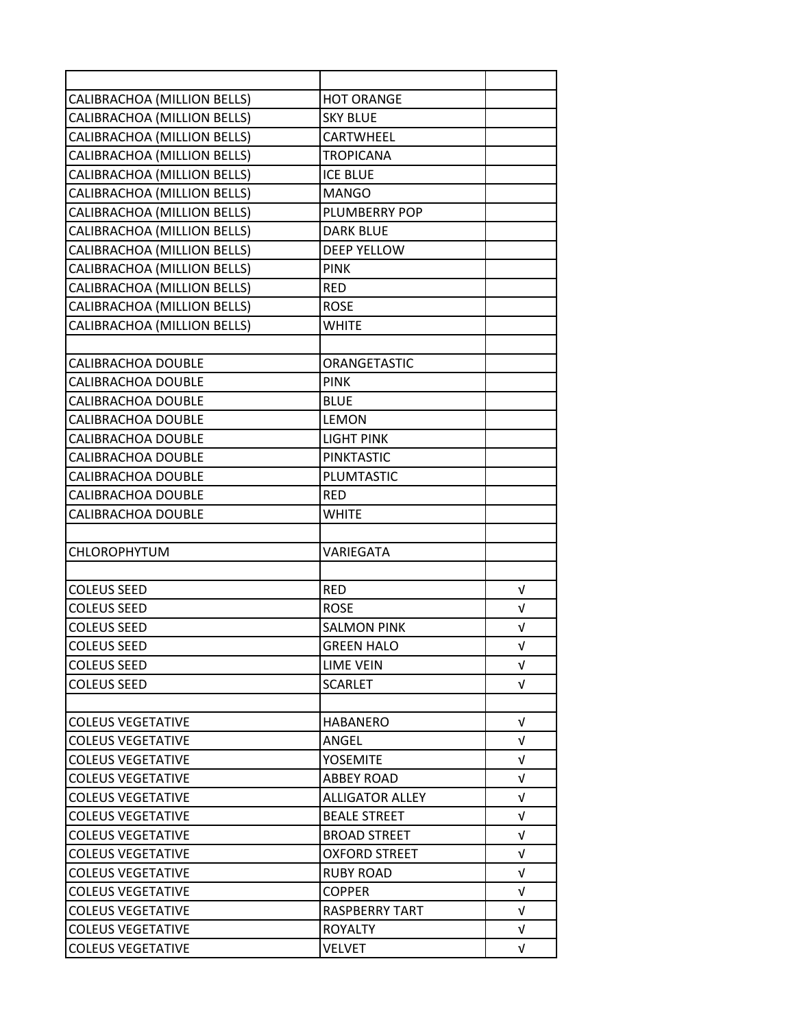| | | |
|---|---|---|
| | | |
| CALIBRACHOA (MILLION BELLS) | HOT ORANGE | |
| CALIBRACHOA (MILLION BELLS) | SKY BLUE | |
| CALIBRACHOA (MILLION BELLS) | CARTWHEEL | |
| CALIBRACHOA (MILLION BELLS) | TROPICANA | |
| CALIBRACHOA (MILLION BELLS) | ICE BLUE | |
| CALIBRACHOA (MILLION BELLS) | MANGO | |
| CALIBRACHOA (MILLION BELLS) | PLUMBERRY POP | |
| CALIBRACHOA (MILLION BELLS) | DARK BLUE | |
| CALIBRACHOA (MILLION BELLS) | DEEP YELLOW | |
| CALIBRACHOA (MILLION BELLS) | PINK | |
| CALIBRACHOA (MILLION BELLS) | RED | |
| CALIBRACHOA (MILLION BELLS) | ROSE | |
| CALIBRACHOA (MILLION BELLS) | WHITE | |
| | | |
| CALIBRACHOA DOUBLE | ORANGETASTIC | |
| CALIBRACHOA DOUBLE | PINK | |
| CALIBRACHOA DOUBLE | BLUE | |
| CALIBRACHOA DOUBLE | LEMON | |
| CALIBRACHOA DOUBLE | LIGHT PINK | |
| CALIBRACHOA DOUBLE | PINKTASTIC | |
| CALIBRACHOA DOUBLE | PLUMTASTIC | |
| CALIBRACHOA DOUBLE | RED | |
| CALIBRACHOA DOUBLE | WHITE | |
| | | |
| CHLOROPHYTUM | VARIEGATA | |
| | | |
| COLEUS SEED | RED | √ |
| COLEUS SEED | ROSE | √ |
| COLEUS SEED | SALMON PINK | √ |
| COLEUS SEED | GREEN HALO | √ |
| COLEUS SEED | LIME VEIN | √ |
| COLEUS SEED | SCARLET | √ |
| | | |
| COLEUS VEGETATIVE | HABANERO | √ |
| COLEUS VEGETATIVE | ANGEL | √ |
| COLEUS VEGETATIVE | YOSEMITE | √ |
| COLEUS VEGETATIVE | ABBEY ROAD | √ |
| COLEUS VEGETATIVE | ALLIGATOR ALLEY | √ |
| COLEUS VEGETATIVE | BEALE STREET | √ |
| COLEUS VEGETATIVE | BROAD STREET | √ |
| COLEUS VEGETATIVE | OXFORD STREET | √ |
| COLEUS VEGETATIVE | RUBY ROAD | √ |
| COLEUS VEGETATIVE | COPPER | √ |
| COLEUS VEGETATIVE | RASPBERRY TART | √ |
| COLEUS VEGETATIVE | ROYALTY | √ |
| COLEUS VEGETATIVE | VELVET | √ |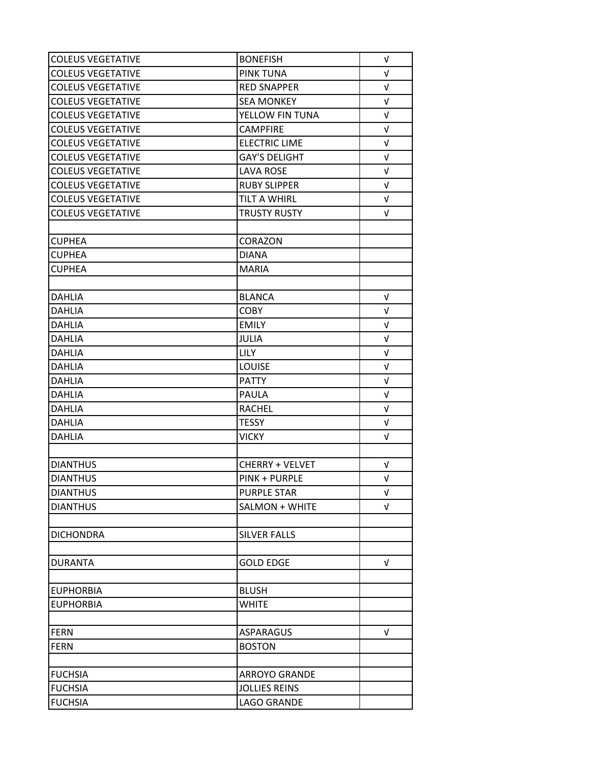| | | |
|---|---|---|
| COLEUS VEGETATIVE | BONEFISH | √ |
| COLEUS VEGETATIVE | PINK TUNA | √ |
| COLEUS VEGETATIVE | RED SNAPPER | √ |
| COLEUS VEGETATIVE | SEA MONKEY | √ |
| COLEUS VEGETATIVE | YELLOW FIN TUNA | √ |
| COLEUS VEGETATIVE | CAMPFIRE | √ |
| COLEUS VEGETATIVE | ELECTRIC LIME | √ |
| COLEUS VEGETATIVE | GAY'S DELIGHT | √ |
| COLEUS VEGETATIVE | LAVA ROSE | √ |
| COLEUS VEGETATIVE | RUBY SLIPPER | √ |
| COLEUS VEGETATIVE | TILT A WHIRL | √ |
| COLEUS VEGETATIVE | TRUSTY RUSTY | √ |
| | | |
| CUPHEA | CORAZON | |
| CUPHEA | DIANA | |
| CUPHEA | MARIA | |
| | | |
| DAHLIA | BLANCA | √ |
| DAHLIA | COBY | √ |
| DAHLIA | EMILY | √ |
| DAHLIA | JULIA | √ |
| DAHLIA | LILY | √ |
| DAHLIA | LOUISE | √ |
| DAHLIA | PATTY | √ |
| DAHLIA | PAULA | √ |
| DAHLIA | RACHEL | √ |
| DAHLIA | TESSY | √ |
| DAHLIA | VICKY | √ |
| | | |
| DIANTHUS | CHERRY + VELVET | √ |
| DIANTHUS | PINK + PURPLE | √ |
| DIANTHUS | PURPLE STAR | √ |
| DIANTHUS | SALMON + WHITE | √ |
| | | |
| DICHONDRA | SILVER FALLS | |
| | | |
| DURANTA | GOLD EDGE | √ |
| | | |
| EUPHORBIA | BLUSH | |
| EUPHORBIA | WHITE | |
| | | |
| FERN | ASPARAGUS | √ |
| FERN | BOSTON | |
| | | |
| FUCHSIA | ARROYO GRANDE | |
| FUCHSIA | JOLLIES REINS | |
| FUCHSIA | LAGO GRANDE | |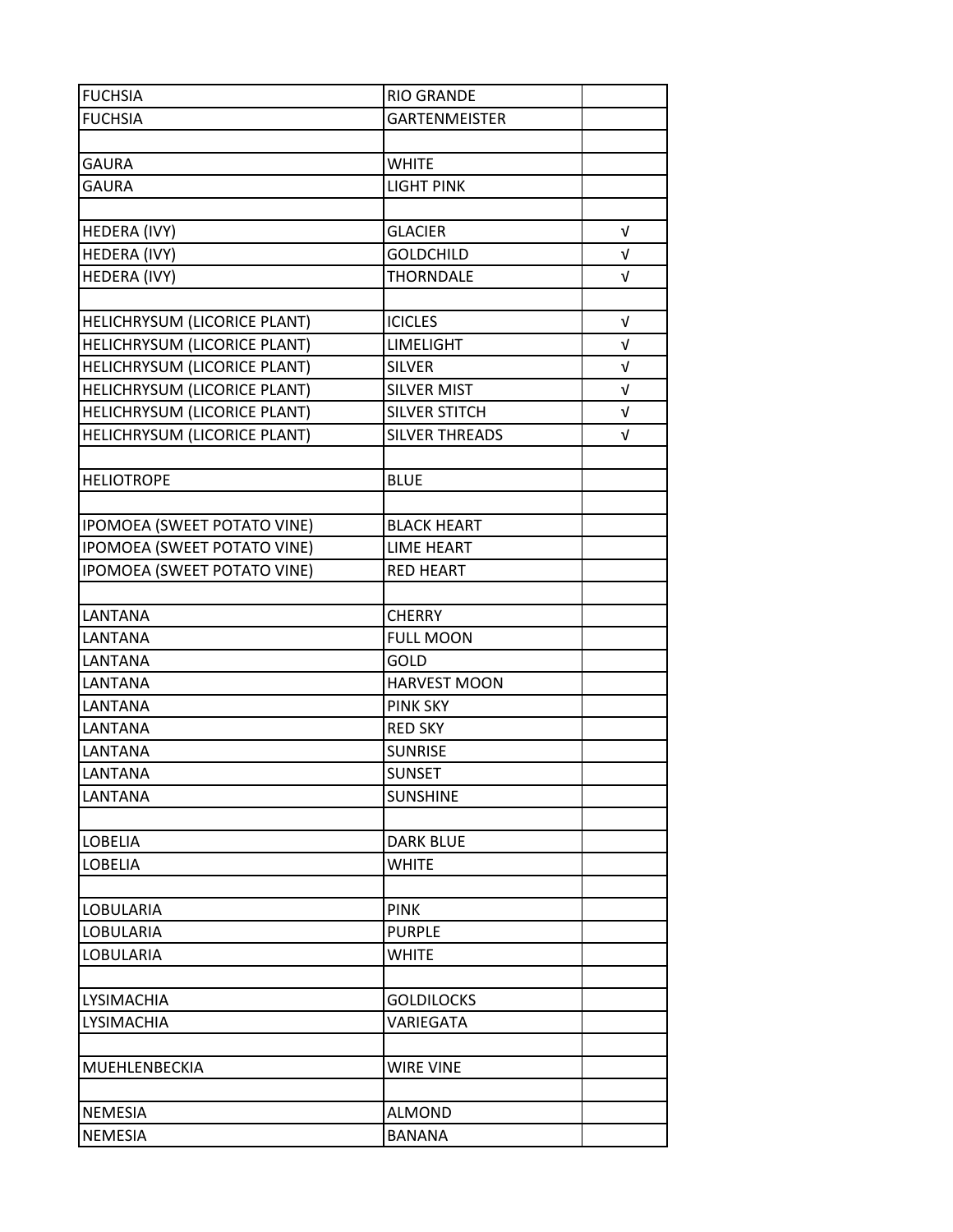| | | |
|---|---|---|
| FUCHSIA | RIO GRANDE | |
| FUCHSIA | GARTENMEISTER | |
| | | |
| GAURA | WHITE | |
| GAURA | LIGHT PINK | |
| | | |
| HEDERA (IVY) | GLACIER | √ |
| HEDERA (IVY) | GOLDCHILD | √ |
| HEDERA (IVY) | THORNDALE | √ |
| | | |
| HELICHRYSUM (LICORICE PLANT) | ICICLES | √ |
| HELICHRYSUM (LICORICE PLANT) | LIMELIGHT | √ |
| HELICHRYSUM (LICORICE PLANT) | SILVER | √ |
| HELICHRYSUM (LICORICE PLANT) | SILVER MIST | √ |
| HELICHRYSUM (LICORICE PLANT) | SILVER STITCH | √ |
| HELICHRYSUM (LICORICE PLANT) | SILVER THREADS | √ |
| | | |
| HELIOTROPE | BLUE | |
| | | |
| IPOMOEA (SWEET POTATO VINE) | BLACK HEART | |
| IPOMOEA (SWEET POTATO VINE) | LIME HEART | |
| IPOMOEA (SWEET POTATO VINE) | RED HEART | |
| | | |
| LANTANA | CHERRY | |
| LANTANA | FULL MOON | |
| LANTANA | GOLD | |
| LANTANA | HARVEST MOON | |
| LANTANA | PINK SKY | |
| LANTANA | RED SKY | |
| LANTANA | SUNRISE | |
| LANTANA | SUNSET | |
| LANTANA | SUNSHINE | |
| | | |
| LOBELIA | DARK BLUE | |
| LOBELIA | WHITE | |
| | | |
| LOBULARIA | PINK | |
| LOBULARIA | PURPLE | |
| LOBULARIA | WHITE | |
| | | |
| LYSIMACHIA | GOLDILOCKS | |
| LYSIMACHIA | VARIEGATA | |
| | | |
| MUEHLENBECKIA | WIRE VINE | |
| | | |
| NEMESIA | ALMOND | |
| NEMESIA | BANANA | |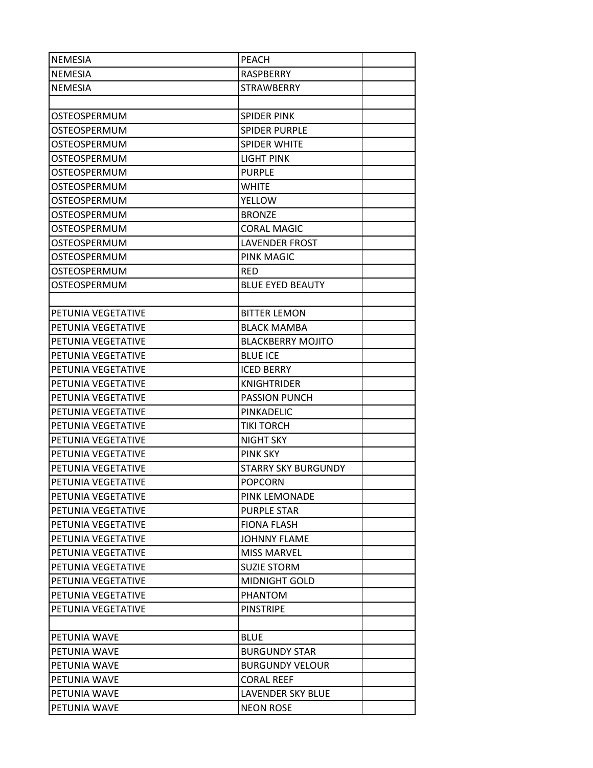| | | |
|---|---|---|
| NEMESIA | PEACH | |
| NEMESIA | RASPBERRY | |
| NEMESIA | STRAWBERRY | |
| | | |
| OSTEOSPERMUM | SPIDER PINK | |
| OSTEOSPERMUM | SPIDER PURPLE | |
| OSTEOSPERMUM | SPIDER WHITE | |
| OSTEOSPERMUM | LIGHT PINK | |
| OSTEOSPERMUM | PURPLE | |
| OSTEOSPERMUM | WHITE | |
| OSTEOSPERMUM | YELLOW | |
| OSTEOSPERMUM | BRONZE | |
| OSTEOSPERMUM | CORAL MAGIC | |
| OSTEOSPERMUM | LAVENDER FROST | |
| OSTEOSPERMUM | PINK MAGIC | |
| OSTEOSPERMUM | RED | |
| OSTEOSPERMUM | BLUE EYED BEAUTY | |
| | | |
| PETUNIA VEGETATIVE | BITTER LEMON | |
| PETUNIA VEGETATIVE | BLACK MAMBA | |
| PETUNIA VEGETATIVE | BLACKBERRY MOJITO | |
| PETUNIA VEGETATIVE | BLUE ICE | |
| PETUNIA VEGETATIVE | ICED BERRY | |
| PETUNIA VEGETATIVE | KNIGHTRIDER | |
| PETUNIA VEGETATIVE | PASSION PUNCH | |
| PETUNIA VEGETATIVE | PINKADELIC | |
| PETUNIA VEGETATIVE | TIKI TORCH | |
| PETUNIA VEGETATIVE | NIGHT SKY | |
| PETUNIA VEGETATIVE | PINK SKY | |
| PETUNIA VEGETATIVE | STARRY SKY BURGUNDY | |
| PETUNIA VEGETATIVE | POPCORN | |
| PETUNIA VEGETATIVE | PINK LEMONADE | |
| PETUNIA VEGETATIVE | PURPLE STAR | |
| PETUNIA VEGETATIVE | FIONA FLASH | |
| PETUNIA VEGETATIVE | JOHNNY FLAME | |
| PETUNIA VEGETATIVE | MISS MARVEL | |
| PETUNIA VEGETATIVE | SUZIE STORM | |
| PETUNIA VEGETATIVE | MIDNIGHT GOLD | |
| PETUNIA VEGETATIVE | PHANTOM | |
| PETUNIA VEGETATIVE | PINSTRIPE | |
| | | |
| PETUNIA WAVE | BLUE | |
| PETUNIA WAVE | BURGUNDY STAR | |
| PETUNIA WAVE | BURGUNDY VELOUR | |
| PETUNIA WAVE | CORAL REEF | |
| PETUNIA WAVE | LAVENDER SKY BLUE | |
| PETUNIA WAVE | NEON ROSE | |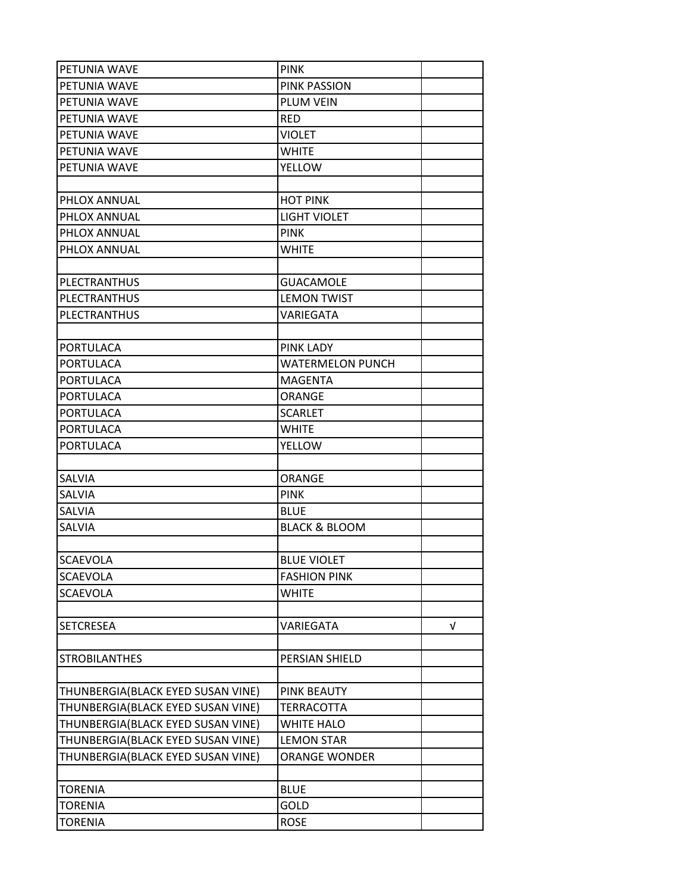| | | |
|---|---|---|
| PETUNIA WAVE | PINK | |
| PETUNIA WAVE | PINK PASSION | |
| PETUNIA WAVE | PLUM VEIN | |
| PETUNIA WAVE | RED | |
| PETUNIA WAVE | VIOLET | |
| PETUNIA WAVE | WHITE | |
| PETUNIA WAVE | YELLOW | |
| | | |
| PHLOX ANNUAL | HOT PINK | |
| PHLOX ANNUAL | LIGHT VIOLET | |
| PHLOX ANNUAL | PINK | |
| PHLOX ANNUAL | WHITE | |
| | | |
| PLECTRANTHUS | GUACAMOLE | |
| PLECTRANTHUS | LEMON TWIST | |
| PLECTRANTHUS | VARIEGATA | |
| | | |
| PORTULACA | PINK LADY | |
| PORTULACA | WATERMELON PUNCH | |
| PORTULACA | MAGENTA | |
| PORTULACA | ORANGE | |
| PORTULACA | SCARLET | |
| PORTULACA | WHITE | |
| PORTULACA | YELLOW | |
| | | |
| SALVIA | ORANGE | |
| SALVIA | PINK | |
| SALVIA | BLUE | |
| SALVIA | BLACK & BLOOM | |
| | | |
| SCAEVOLA | BLUE VIOLET | |
| SCAEVOLA | FASHION PINK | |
| SCAEVOLA | WHITE | |
| | | |
| SETCRESEA | VARIEGATA | √ |
| | | |
| STROBILANTHES | PERSIAN SHIELD | |
| | | |
| THUNBERGIA(BLACK EYED SUSAN VINE) | PINK BEAUTY | |
| THUNBERGIA(BLACK EYED SUSAN VINE) | TERRACOTTA | |
| THUNBERGIA(BLACK EYED SUSAN VINE) | WHITE HALO | |
| THUNBERGIA(BLACK EYED SUSAN VINE) | LEMON STAR | |
| THUNBERGIA(BLACK EYED SUSAN VINE) | ORANGE WONDER | |
| | | |
| TORENIA | BLUE | |
| TORENIA | GOLD | |
| TORENIA | ROSE | |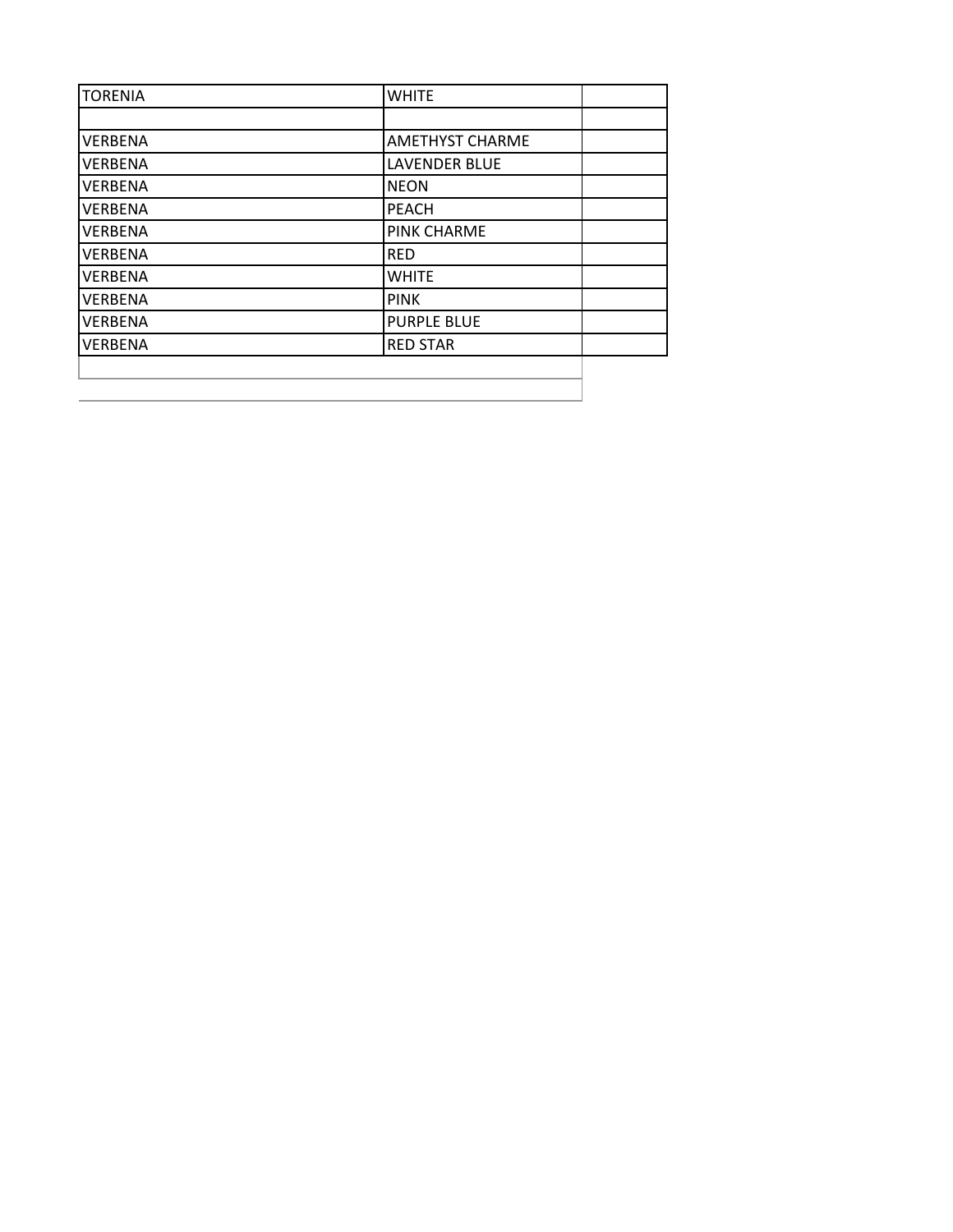| | | |
|---|---|---|
| TORENIA | WHITE | |
| | | |
| VERBENA | AMETHYST CHARME | |
| VERBENA | LAVENDER BLUE | |
| VERBENA | NEON | |
| VERBENA | PEACH | |
| VERBENA | PINK CHARME | |
| VERBENA | RED | |
| VERBENA | WHITE | |
| VERBENA | PINK | |
| VERBENA | PURPLE BLUE | |
| VERBENA | RED STAR | |